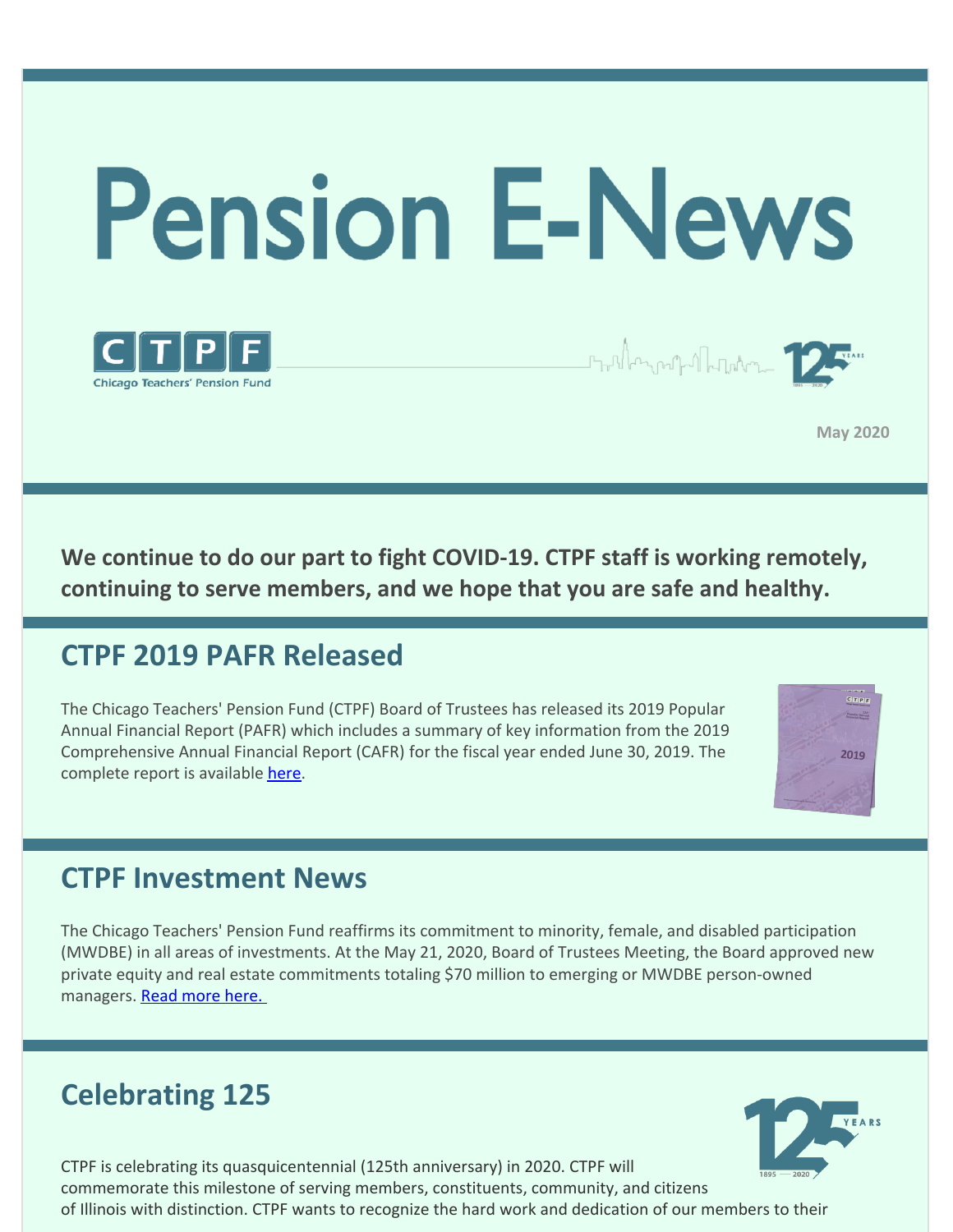# Pension E-News

CTPF
Chicago Teachers' Pension Fund

125 YEARS 1895 — 2020

May 2020

**We continue to do our part to fight COVID-19. CTPF staff is working remotely, continuing to serve members, and we hope that you are safe and healthy.**

## CTPF 2019 PAFR Released

The Chicago Teachers' Pension Fund (CTPF) Board of Trustees has released its 2019 Popular Annual Financial Report (PAFR) which includes a summary of key information from the 2019 Comprehensive Annual Financial Report (CAFR) for the fiscal year ended June 30, 2019. The complete report is available here.

## CTPF Investment News

The Chicago Teachers' Pension Fund reaffirms its commitment to minority, female, and disabled participation (MWDBE) in all areas of investments. At the May 21, 2020, Board of Trustees Meeting, the Board approved new private equity and real estate commitments totaling $70 million to emerging or MWDBE person-owned managers. Read more here.

## Celebrating 125

CTPF is celebrating its quasquicentennial (125th anniversary) in 2020. CTPF will commemorate this milestone of serving members, constituents, community, and citizens of Illinois with distinction. CTPF wants to recognize the hard work and dedication of our members to their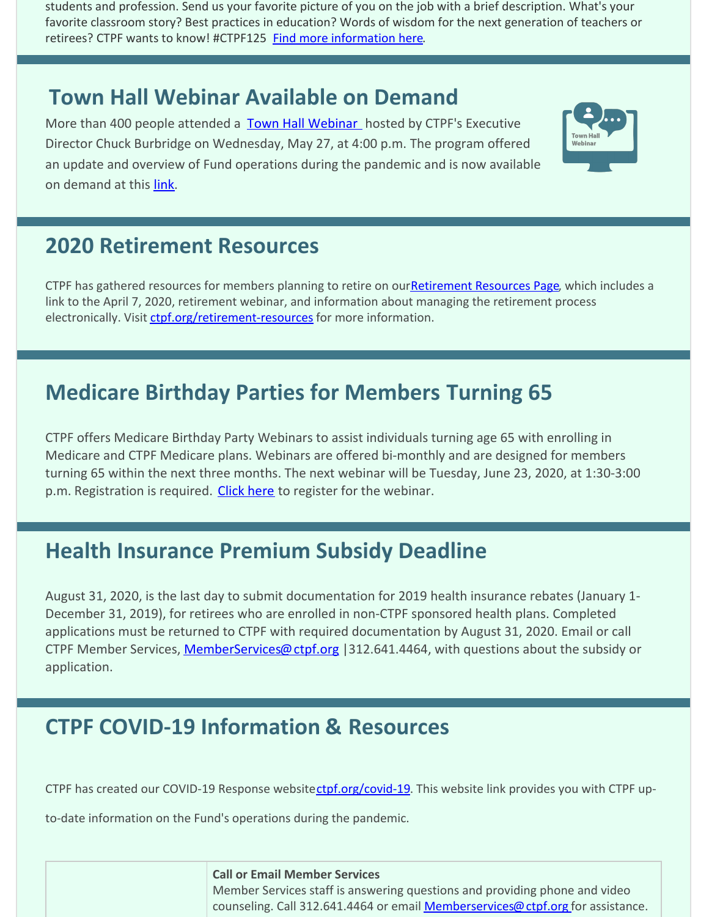students and profession. Send us your favorite picture of you on the job with a brief description. What's your favorite classroom story? Best practices in education? Words of wisdom for the next generation of teachers or retirees? CTPF wants to know! #CTPF125 Find more information here.

## Town Hall Webinar Available on Demand

More than 400 people attended a Town Hall Webinar hosted by CTPF's Executive Director Chuck Burbridge on Wednesday, May 27, at 4:00 p.m. The program offered an update and overview of Fund operations during the pandemic and is now available on demand at this link.

## 2020 Retirement Resources

CTPF has gathered resources for members planning to retire on our Retirement Resources Page, which includes a link to the April 7, 2020, retirement webinar, and information about managing the retirement process electronically. Visit ctpf.org/retirement-resources for more information.

## Medicare Birthday Parties for Members Turning 65

CTPF offers Medicare Birthday Party Webinars to assist individuals turning age 65 with enrolling in Medicare and CTPF Medicare plans. Webinars are offered bi-monthly and are designed for members turning 65 within the next three months. The next webinar will be Tuesday, June 23, 2020, at 1:30-3:00 p.m. Registration is required. Click here to register for the webinar.

## Health Insurance Premium Subsidy Deadline

August 31, 2020, is the last day to submit documentation for 2019 health insurance rebates (January 1-December 31, 2019), for retirees who are enrolled in non-CTPF sponsored health plans. Completed applications must be returned to CTPF with required documentation by August 31, 2020. Email or call CTPF Member Services, MemberServices@ctpf.org |312.641.4464, with questions about the subsidy or application.

## CTPF COVID-19 Information & Resources

CTPF has created our COVID-19 Response website ctpf.org/covid-19. This website link provides you with CTPF up-to-date information on the Fund's operations during the pandemic.

| | **Call or Email Member Services**<br>Member Services staff is answering questions and providing phone and video counseling. Call 312.641.4464 or email Memberservices@ctpf.org for assistance. |
|---|---|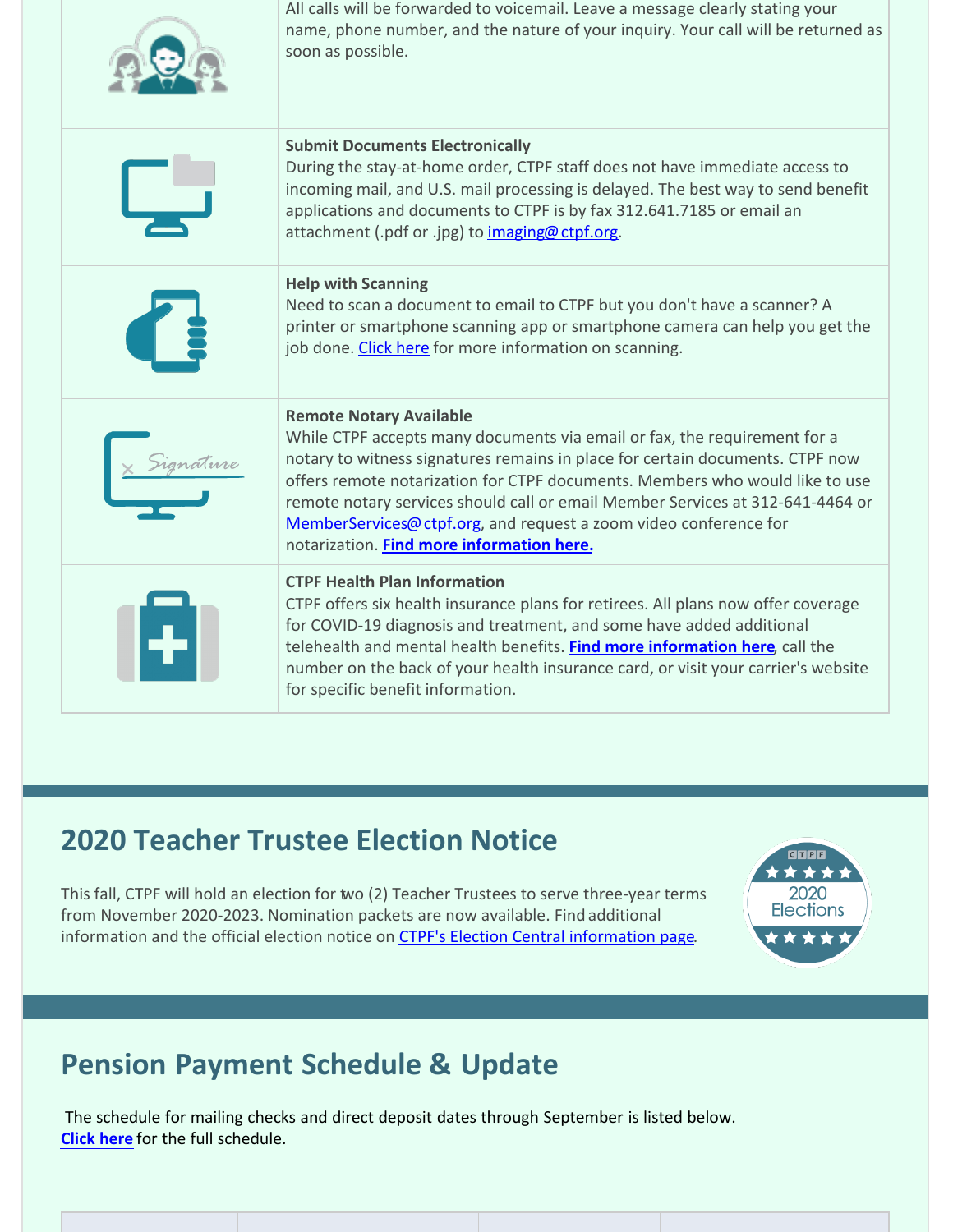All calls will be forwarded to voicemail. Leave a message clearly stating your name, phone number, and the nature of your inquiry. Your call will be returned as soon as possible.

**Submit Documents Electronically**
During the stay-at-home order, CTPF staff does not have immediate access to incoming mail, and U.S. mail processing is delayed. The best way to send benefit applications and documents to CTPF is by fax 312.641.7185 or email an attachment (.pdf or .jpg) to imaging@ctpf.org.

**Help with Scanning**
Need to scan a document to email to CTPF but you don't have a scanner? A printer or smartphone scanning app or smartphone camera can help you get the job done. Click here for more information on scanning.

**Remote Notary Available**
While CTPF accepts many documents via email or fax, the requirement for a notary to witness signatures remains in place for certain documents. CTPF now offers remote notarization for CTPF documents. Members who would like to use remote notary services should call or email Member Services at 312-641-4464 or MemberServices@ctpf.org, and request a zoom video conference for notarization. **Find more information here.**

**CTPF Health Plan Information**
CTPF offers six health insurance plans for retirees. All plans now offer coverage for COVID-19 diagnosis and treatment, and some have added additional telehealth and mental health benefits. **Find more information here**, call the number on the back of your health insurance card, or visit your carrier's website for specific benefit information.

## 2020 Teacher Trustee Election Notice

This fall, CTPF will hold an election for two (2) Teacher Trustees to serve three-year terms from November 2020-2023. Nomination packets are now available. Find additional information and the official election notice on CTPF's Election Central information page.

## Pension Payment Schedule & Update

The schedule for mailing checks and direct deposit dates through September is listed below. **Click here** for the full schedule.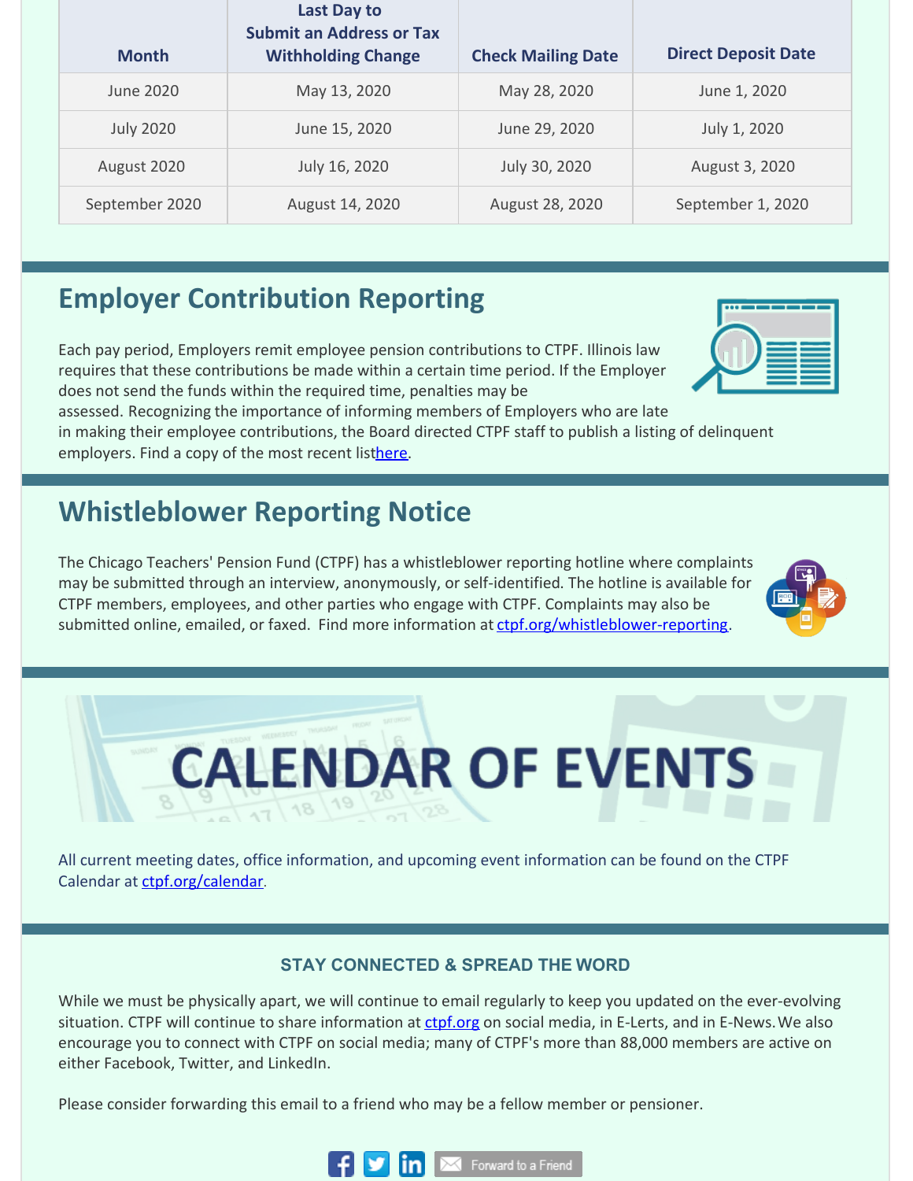| Month | Last Day to Submit an Address or Tax Withholding Change | Check Mailing Date | Direct Deposit Date |
|---|---|---|---|
| June 2020 | May 13, 2020 | May 28, 2020 | June 1, 2020 |
| July 2020 | June 15, 2020 | June 29, 2020 | July 1, 2020 |
| August 2020 | July 16, 2020 | July 30, 2020 | August 3, 2020 |
| September 2020 | August 14, 2020 | August 28, 2020 | September 1, 2020 |

## Employer Contribution Reporting

Each pay period, Employers remit employee pension contributions to CTPF. Illinois law requires that these contributions be made within a certain time period. If the Employer does not send the funds within the required time, penalties may be assessed. Recognizing the importance of informing members of Employers who are late in making their employee contributions, the Board directed CTPF staff to publish a listing of delinquent employers. Find a copy of the most recent listhere.

## Whistleblower Reporting Notice

The Chicago Teachers' Pension Fund (CTPF) has a whistleblower reporting hotline where complaints may be submitted through an interview, anonymously, or self-identified. The hotline is available for CTPF members, employees, and other parties who engage with CTPF. Complaints may also be submitted online, emailed, or faxed. Find more information at ctpf.org/whistleblower-reporting.

## CALENDAR OF EVENTS

All current meeting dates, office information, and upcoming event information can be found on the CTPF Calendar at ctpf.org/calendar.

### STAY CONNECTED & SPREAD THE WORD

While we must be physically apart, we will continue to email regularly to keep you updated on the ever-evolving situation. CTPF will continue to share information at ctpf.org on social media, in E-Lerts, and in E-News. We also encourage you to connect with CTPF on social media; many of CTPF's more than 88,000 members are active on either Facebook, Twitter, and LinkedIn.

Please consider forwarding this email to a friend who may be a fellow member or pensioner.

Forward to a Friend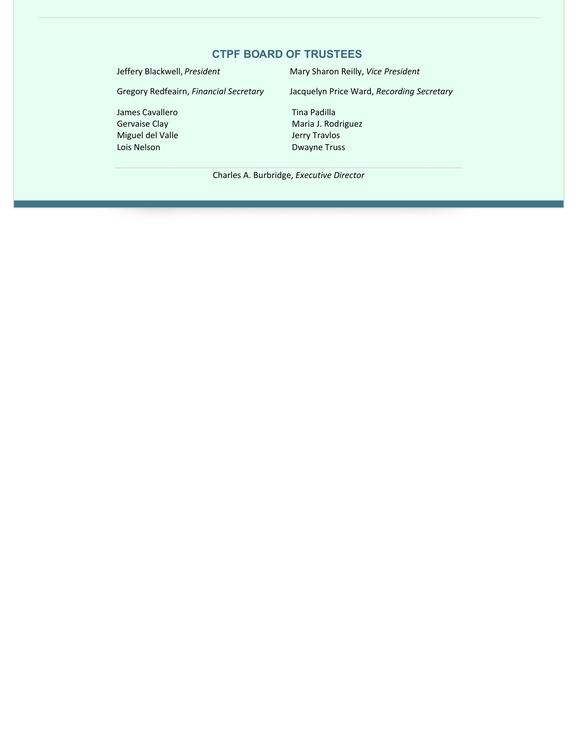## CTPF BOARD OF TRUSTEES

Jeffery Blackwell, *President*

Mary Sharon Reilly, *Vice President*

Gregory Redfeairn, *Financial Secretary*

Jacquelyn Price Ward, *Recording Secretary*

James Cavallero
Gervaise Clay
Miguel del Valle
Lois Nelson
Tina Padilla
Maria J. Rodriguez
Jerry Travlos
Dwayne Truss

---

Charles A. Burbridge, *Executive Director*